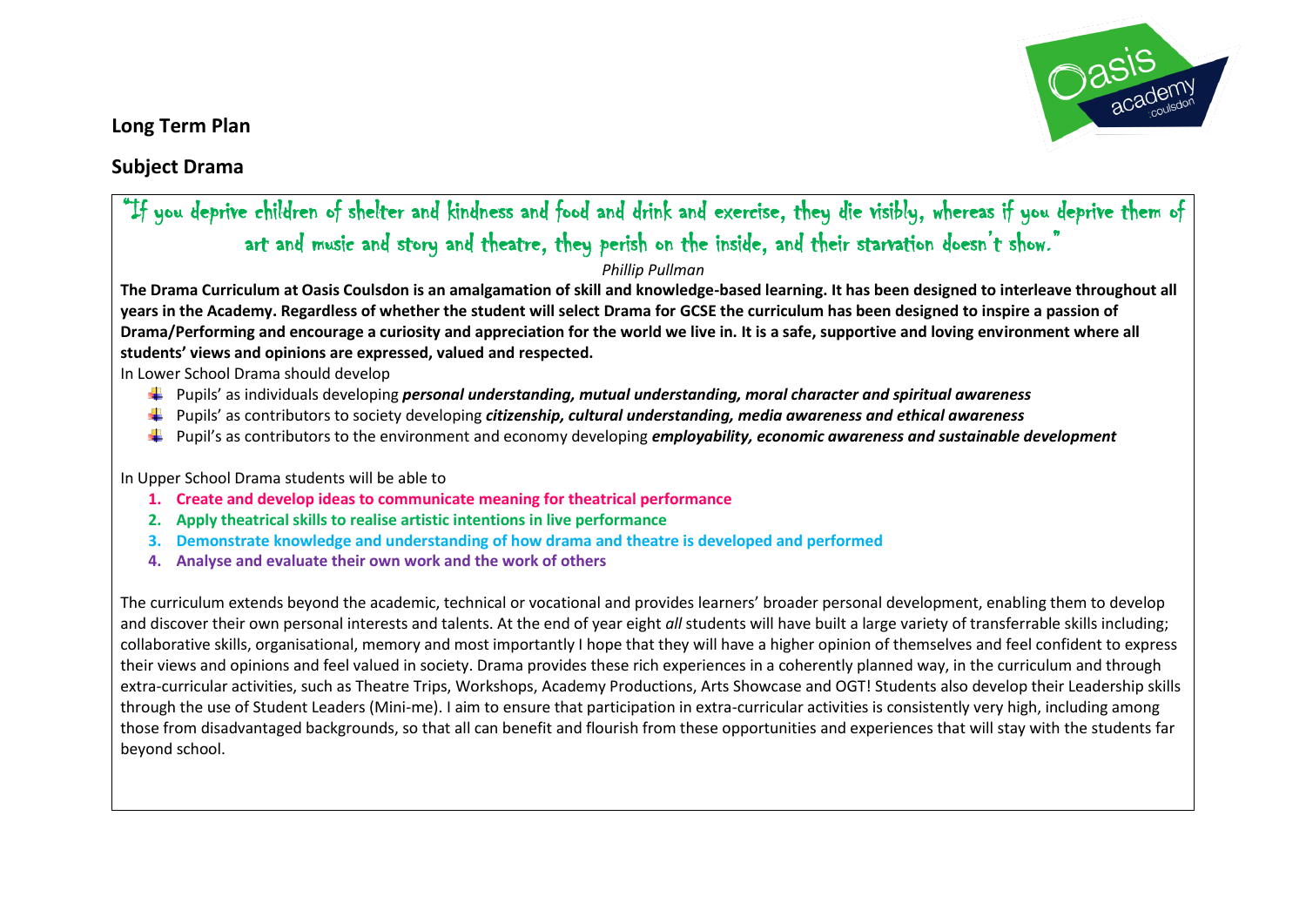**Long Term Plan**

**Subject Drama**

"If you deprive children of shelter and kindness and food and drink and exercise, they die visibly, whereas if you deprive them of art and music and story and theatre, they perish on the inside, and their starvation doesn't show."

*Phillip Pullman*

**The Drama Curriculum at Oasis Coulsdon is an amalgamation of skill and knowledge-based learning. It has been designed to interleave throughout all years in the Academy. Regardless of whether the student will select Drama for GCSE the curriculum has been designed to inspire a passion of Drama/Performing and encourage a curiosity and appreciation for the world we live in. It is a safe, supportive and loving environment where all students' views and opinions are expressed, valued and respected.**

In Lower School Drama should develop

- Pupils' as individuals developing ***personal understanding, mutual understanding, moral character and spiritual awareness***
- Pupils' as contributors to society developing ***citizenship, cultural understanding, media awareness and ethical awareness***
- Pupil's as contributors to the environment and economy developing ***employability, economic awareness and sustainable development***

In Upper School Drama students will be able to

1. **Create and develop ideas to communicate meaning for theatrical performance**
2. **Apply theatrical skills to realise artistic intentions in live performance**
3. **Demonstrate knowledge and understanding of how drama and theatre is developed and performed**
4. **Analyse and evaluate their own work and the work of others**

The curriculum extends beyond the academic, technical or vocational and provides learners' broader personal development, enabling them to develop and discover their own personal interests and talents. At the end of year eight *all* students will have built a large variety of transferrable skills including; collaborative skills, organisational, memory and most importantly I hope that they will have a higher opinion of themselves and feel confident to express their views and opinions and feel valued in society. Drama provides these rich experiences in a coherently planned way, in the curriculum and through extra-curricular activities, such as Theatre Trips, Workshops, Academy Productions, Arts Showcase and OGT! Students also develop their Leadership skills through the use of Student Leaders (Mini-me). I aim to ensure that participation in extra-curricular activities is consistently very high, including among those from disadvantaged backgrounds, so that all can benefit and flourish from these opportunities and experiences that will stay with the students far beyond school.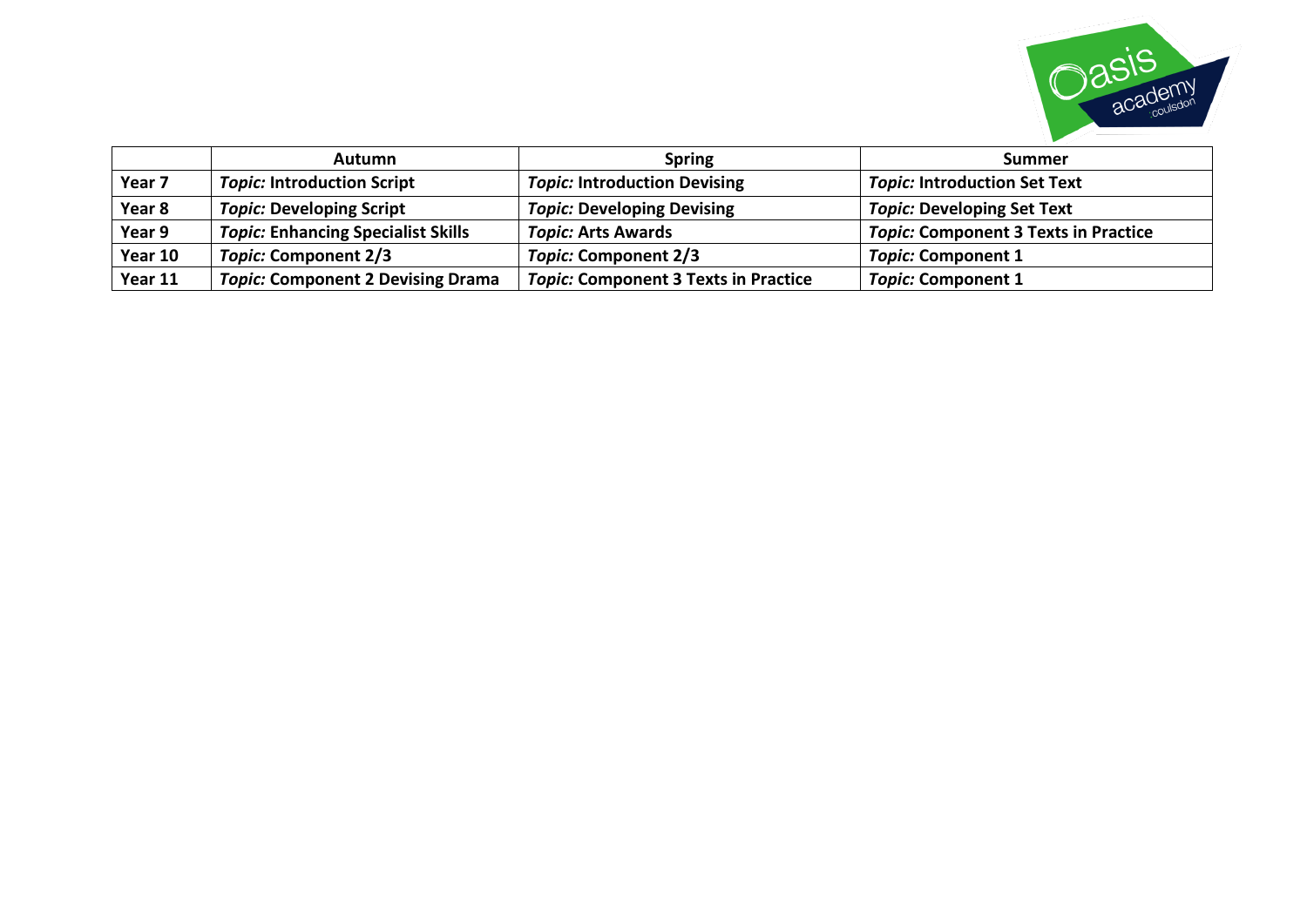| | Autumn | Spring | Summer |
|---|---|---|---|
| **Year 7** | ***Topic:* Introduction Script** | ***Topic:* Introduction Devising** | ***Topic:* Introduction Set Text** |
| **Year 8** | ***Topic:* Developing Script** | ***Topic:* Developing Devising** | ***Topic:* Developing Set Text** |
| **Year 9** | ***Topic:* Enhancing Specialist Skills** | ***Topic:* Arts Awards** | ***Topic:* Component 3 Texts in Practice** |
| **Year 10** | ***Topic:* Component 2/3** | ***Topic:* Component 2/3** | ***Topic:* Component 1** |
| **Year 11** | ***Topic:* Component 2 Devising Drama** | ***Topic:* Component 3 Texts in Practice** | ***Topic:* Component 1** |